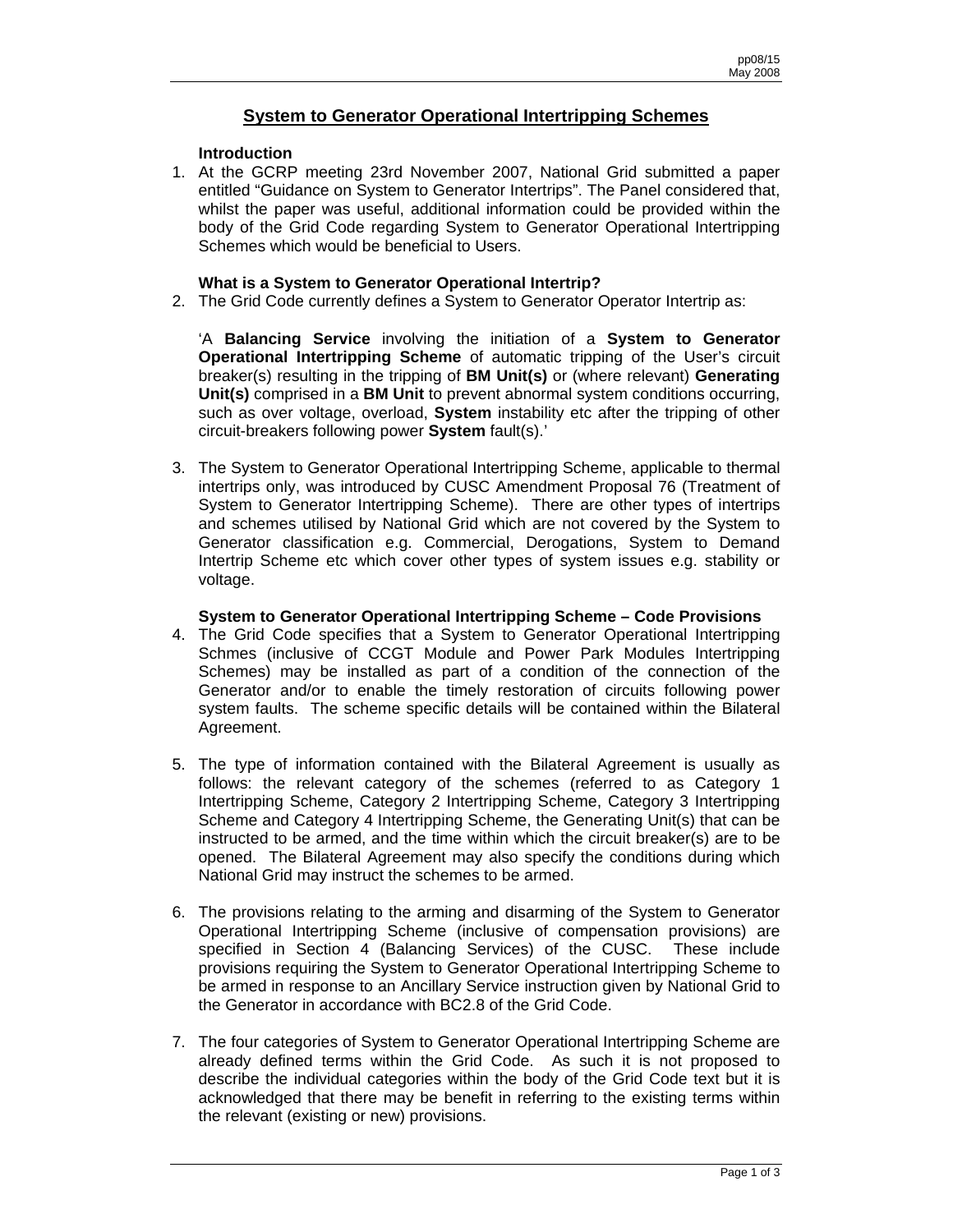# System to Generator Operational Intertripping Schemes

**Introduction**

1. At the GCRP meeting 23rd November 2007, National Grid submitted a paper entitled "Guidance on System to Generator Intertrips". The Panel considered that, whilst the paper was useful, additional information could be provided within the body of the Grid Code regarding System to Generator Operational Intertripping Schemes which would be beneficial to Users.

**What is a System to Generator Operational Intertrip?**

2. The Grid Code currently defines a System to Generator Operator Intertrip as:

   'A **Balancing Service** involving the initiation of a **System to Generator Operational Intertripping Scheme** of automatic tripping of the User's circuit breaker(s) resulting in the tripping of **BM Unit(s)** or (where relevant) **Generating Unit(s)** comprised in a **BM Unit** to prevent abnormal system conditions occurring, such as over voltage, overload, **System** instability etc after the tripping of other circuit-breakers following power **System** fault(s).'

3. The System to Generator Operational Intertripping Scheme, applicable to thermal intertrips only, was introduced by CUSC Amendment Proposal 76 (Treatment of System to Generator Intertripping Scheme). There are other types of intertrips and schemes utilised by National Grid which are not covered by the System to Generator classification e.g. Commercial, Derogations, System to Demand Intertrip Scheme etc which cover other types of system issues e.g. stability or voltage.

**System to Generator Operational Intertripping Scheme – Code Provisions**

4. The Grid Code specifies that a System to Generator Operational Intertripping Schmes (inclusive of CCGT Module and Power Park Modules Intertripping Schemes) may be installed as part of a condition of the connection of the Generator and/or to enable the timely restoration of circuits following power system faults. The scheme specific details will be contained within the Bilateral Agreement.

5. The type of information contained with the Bilateral Agreement is usually as follows: the relevant category of the schemes (referred to as Category 1 Intertripping Scheme, Category 2 Intertripping Scheme, Category 3 Intertripping Scheme and Category 4 Intertripping Scheme, the Generating Unit(s) that can be instructed to be armed, and the time within which the circuit breaker(s) are to be opened. The Bilateral Agreement may also specify the conditions during which National Grid may instruct the schemes to be armed.

6. The provisions relating to the arming and disarming of the System to Generator Operational Intertripping Scheme (inclusive of compensation provisions) are specified in Section 4 (Balancing Services) of the CUSC. These include provisions requiring the System to Generator Operational Intertripping Scheme to be armed in response to an Ancillary Service instruction given by National Grid to the Generator in accordance with BC2.8 of the Grid Code.

7. The four categories of System to Generator Operational Intertripping Scheme are already defined terms within the Grid Code. As such it is not proposed to describe the individual categories within the body of the Grid Code text but it is acknowledged that there may be benefit in referring to the existing terms within the relevant (existing or new) provisions.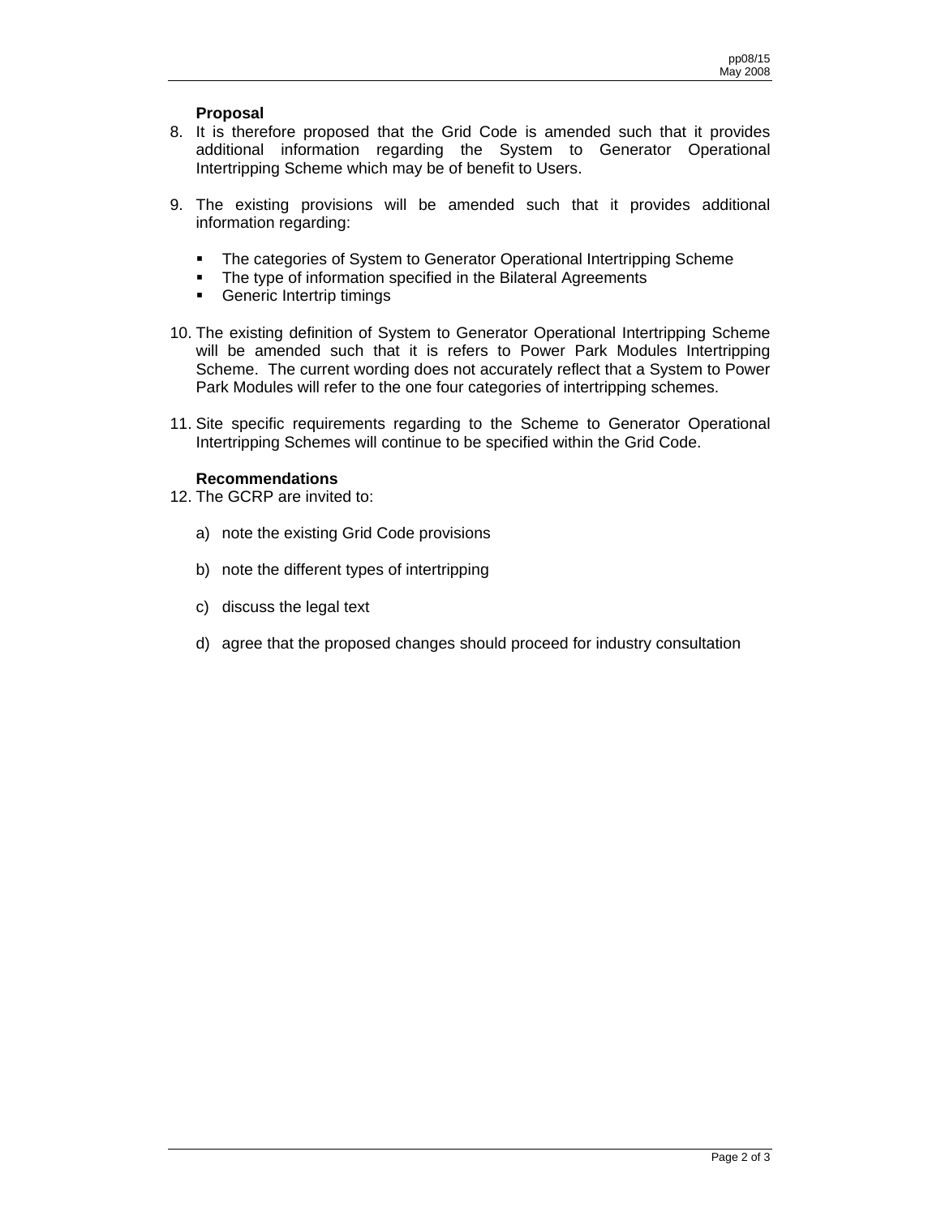**Proposal**

8. It is therefore proposed that the Grid Code is amended such that it provides additional information regarding the System to Generator Operational Intertripping Scheme which may be of benefit to Users.

9. The existing provisions will be amended such that it provides additional information regarding:

   - The categories of System to Generator Operational Intertripping Scheme
   - The type of information specified in the Bilateral Agreements
   - Generic Intertrip timings

10. The existing definition of System to Generator Operational Intertripping Scheme will be amended such that it is refers to Power Park Modules Intertripping Scheme. The current wording does not accurately reflect that a System to Power Park Modules will refer to the one four categories of intertripping schemes.

11. Site specific requirements regarding to the Scheme to Generator Operational Intertripping Schemes will continue to be specified within the Grid Code.

**Recommendations**

12. The GCRP are invited to:

    a) note the existing Grid Code provisions

    b) note the different types of intertripping

    c) discuss the legal text

    d) agree that the proposed changes should proceed for industry consultation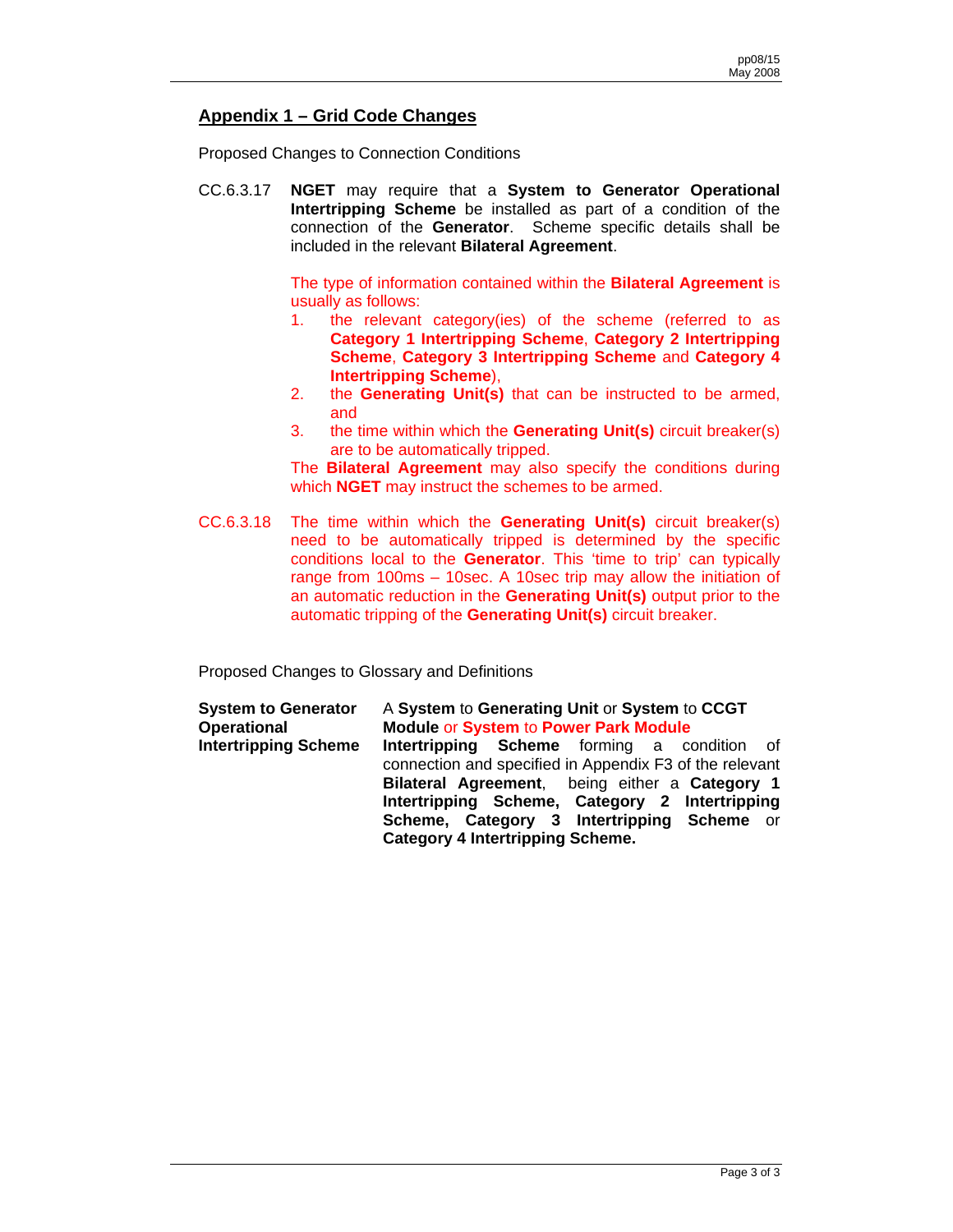## Appendix 1 – Grid Code Changes

Proposed Changes to Connection Conditions

CC.6.3.17 **NGET** may require that a **System to Generator Operational Intertripping Scheme** be installed as part of a condition of the connection of the **Generator**. Scheme specific details shall be included in the relevant **Bilateral Agreement**.

The type of information contained within the **Bilateral Agreement** is usually as follows:

1. the relevant category(ies) of the scheme (referred to as **Category 1 Intertripping Scheme**, **Category 2 Intertripping Scheme**, **Category 3 Intertripping Scheme** and **Category 4 Intertripping Scheme**),
2. the **Generating Unit(s)** that can be instructed to be armed, and
3. the time within which the **Generating Unit(s)** circuit breaker(s) are to be automatically tripped.

The **Bilateral Agreement** may also specify the conditions during which **NGET** may instruct the schemes to be armed.

CC.6.3.18 The time within which the **Generating Unit(s)** circuit breaker(s) need to be automatically tripped is determined by the specific conditions local to the **Generator**. This 'time to trip' can typically range from 100ms – 10sec. A 10sec trip may allow the initiation of an automatic reduction in the **Generating Unit(s)** output prior to the automatic tripping of the **Generating Unit(s)** circuit breaker.

Proposed Changes to Glossary and Definitions

| | |
|---|---|
| **System to Generator Operational Intertripping Scheme** | A **System** to **Generating Unit** or **System** to **CCGT Module** or **System** to **Power Park Module** **Intertripping Scheme** forming a condition of connection and specified in Appendix F3 of the relevant **Bilateral Agreement**, being either a **Category 1 Intertripping Scheme, Category 2 Intertripping Scheme, Category 3 Intertripping Scheme** or **Category 4 Intertripping Scheme.** |